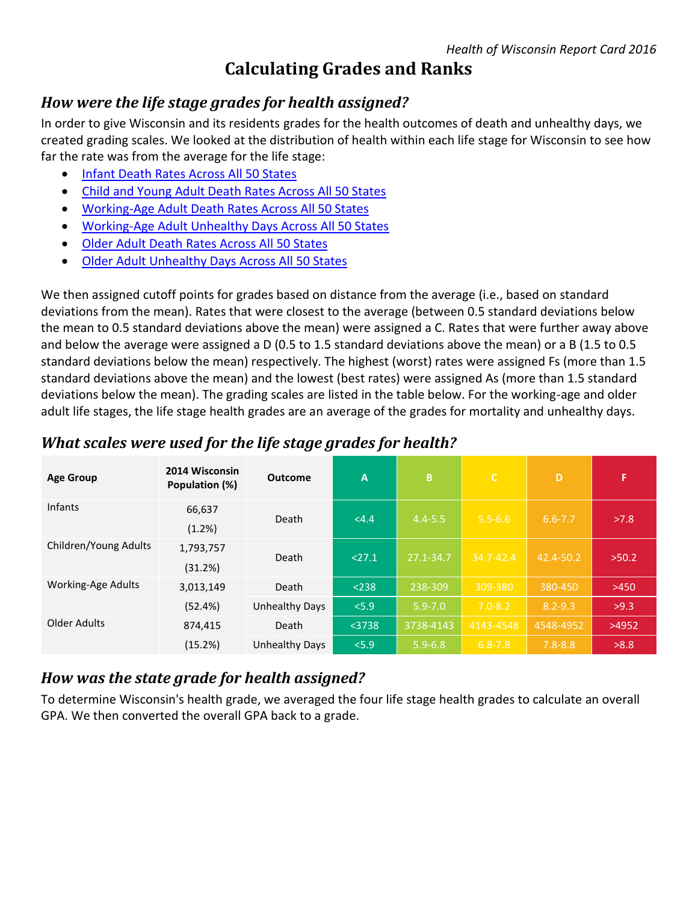# Calculating Grades and Ranks

## *How were the life stage grades for health assigned?*

In order to give Wisconsin and its residents grades for the health outcomes of death and unhealthy days, we created grading scales. We looked at the distribution of health within each life stage for Wisconsin to see how far the rate was from the average for the life stage:

- Infant Death Rates Across All 50 States
- Child and Young Adult Death Rates Across All 50 States
- Working-Age Adult Death Rates Across All 50 States
- Working-Age Adult Unhealthy Days Across All 50 States
- Older Adult Death Rates Across All 50 States
- Older Adult Unhealthy Days Across All 50 States

We then assigned cutoff points for grades based on distance from the average (i.e., based on standard deviations from the mean). Rates that were closest to the average (between 0.5 standard deviations below the mean to 0.5 standard deviations above the mean) were assigned a C. Rates that were further away above and below the average were assigned a D (0.5 to 1.5 standard deviations above the mean) or a B (1.5 to 0.5 standard deviations below the mean) respectively. The highest (worst) rates were assigned Fs (more than 1.5 standard deviations above the mean) and the lowest (best rates) were assigned As (more than 1.5 standard deviations below the mean). The grading scales are listed in the table below. For the working-age and older adult life stages, the life stage health grades are an average of the grades for mortality and unhealthy days.

## *What scales were used for the life stage grades for health?*

| Age Group | 2014 Wisconsin Population (%) | Outcome | A | B | C | D | F |
|---|---|---|---|---|---|---|---|
| Infants | 66,637 (1.2%) | Death | <4.4 | 4.4-5.5 | 5.5-6.6 | 6.6-7.7 | >7.8 |
| Children/Young Adults | 1,793,757 (31.2%) | Death | <27.1 | 27.1-34.7 | 34.7-42.4 | 42.4-50.2 | >50.2 |
| Working-Age Adults | 3,013,149 (52.4%) | Death | <238 | 238-309 | 309-380 | 380-450 | >450 |
| | | Unhealthy Days | <5.9 | 5.9-7.0 | 7.0-8.2 | 8.2-9.3 | >9.3 |
| Older Adults | 874,415 (15.2%) | Death | <3738 | 3738-4143 | 4143-4548 | 4548-4952 | >4952 |
| | | Unhealthy Days | <5.9 | 5.9-6.8 | 6.8-7.8 | 7.8-8.8 | >8.8 |

## *How was the state grade for health assigned?*

To determine Wisconsin's health grade, we averaged the four life stage health grades to calculate an overall GPA. We then converted the overall GPA back to a grade.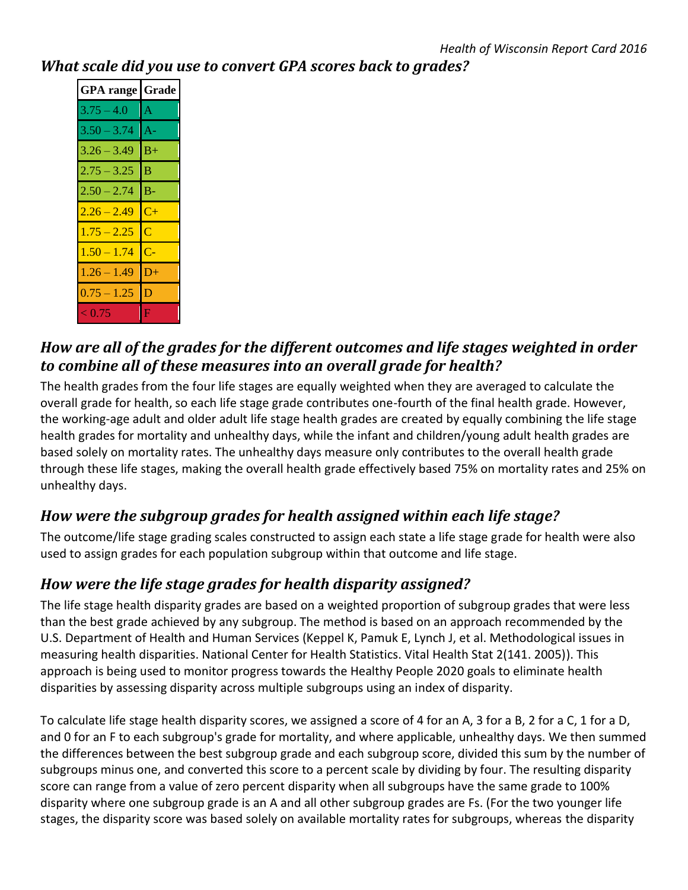### *What scale did you use to convert GPA scores back to grades?*

| GPA range | Grade |
|---|---|
| 3.75 – 4.0 | A |
| 3.50 – 3.74 | A- |
| 3.26 – 3.49 | B+ |
| 2.75 – 3.25 | B |
| 2.50 – 2.74 | B- |
| 2.26 – 2.49 | C+ |
| 1.75 – 2.25 | C |
| 1.50 – 1.74 | C- |
| 1.26 – 1.49 | D+ |
| 0.75 – 1.25 | D |
| < 0.75 | F |

### *How are all of the grades for the different outcomes and life stages weighted in order to combine all of these measures into an overall grade for health?*

The health grades from the four life stages are equally weighted when they are averaged to calculate the overall grade for health, so each life stage grade contributes one-fourth of the final health grade. However, the working-age adult and older adult life stage health grades are created by equally combining the life stage health grades for mortality and unhealthy days, while the infant and children/young adult health grades are based solely on mortality rates. The unhealthy days measure only contributes to the overall health grade through these life stages, making the overall health grade effectively based 75% on mortality rates and 25% on unhealthy days.

### *How were the subgroup grades for health assigned within each life stage?*

The outcome/life stage grading scales constructed to assign each state a life stage grade for health were also used to assign grades for each population subgroup within that outcome and life stage.

### *How were the life stage grades for health disparity assigned?*

The life stage health disparity grades are based on a weighted proportion of subgroup grades that were less than the best grade achieved by any subgroup. The method is based on an approach recommended by the U.S. Department of Health and Human Services (Keppel K, Pamuk E, Lynch J, et al. Methodological issues in measuring health disparities. National Center for Health Statistics. Vital Health Stat 2(141. 2005)). This approach is being used to monitor progress towards the Healthy People 2020 goals to eliminate health disparities by assessing disparity across multiple subgroups using an index of disparity.

To calculate life stage health disparity scores, we assigned a score of 4 for an A, 3 for a B, 2 for a C, 1 for a D, and 0 for an F to each subgroup's grade for mortality, and where applicable, unhealthy days. We then summed the differences between the best subgroup grade and each subgroup score, divided this sum by the number of subgroups minus one, and converted this score to a percent scale by dividing by four. The resulting disparity score can range from a value of zero percent disparity when all subgroups have the same grade to 100% disparity where one subgroup grade is an A and all other subgroup grades are Fs. (For the two younger life stages, the disparity score was based solely on available mortality rates for subgroups, whereas the disparity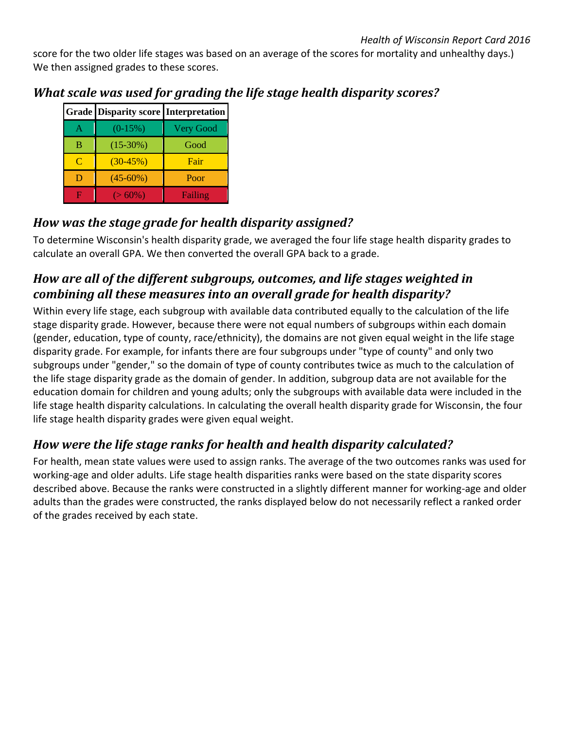score for the two older life stages was based on an average of the scores for mortality and unhealthy days.) We then assigned grades to these scores.

## What scale was used for grading the life stage health disparity scores?

| Grade | Disparity score | Interpretation |
|---|---|---|
| A | (0-15%) | Very Good |
| B | (15-30%) | Good |
| C | (30-45%) | Fair |
| D | (45-60%) | Poor |
| F | (> 60%) | Failing |

## How was the stage grade for health disparity assigned?

To determine Wisconsin's health disparity grade, we averaged the four life stage health disparity grades to calculate an overall GPA. We then converted the overall GPA back to a grade.

## How are all of the different subgroups, outcomes, and life stages weighted in combining all these measures into an overall grade for health disparity?

Within every life stage, each subgroup with available data contributed equally to the calculation of the life stage disparity grade. However, because there were not equal numbers of subgroups within each domain (gender, education, type of county, race/ethnicity), the domains are not given equal weight in the life stage disparity grade. For example, for infants there are four subgroups under "type of county" and only two subgroups under "gender," so the domain of type of county contributes twice as much to the calculation of the life stage disparity grade as the domain of gender. In addition, subgroup data are not available for the education domain for children and young adults; only the subgroups with available data were included in the life stage health disparity calculations. In calculating the overall health disparity grade for Wisconsin, the four life stage health disparity grades were given equal weight.

## How were the life stage ranks for health and health disparity calculated?

For health, mean state values were used to assign ranks. The average of the two outcomes ranks was used for working-age and older adults. Life stage health disparities ranks were based on the state disparity scores described above. Because the ranks were constructed in a slightly different manner for working-age and older adults than the grades were constructed, the ranks displayed below do not necessarily reflect a ranked order of the grades received by each state.